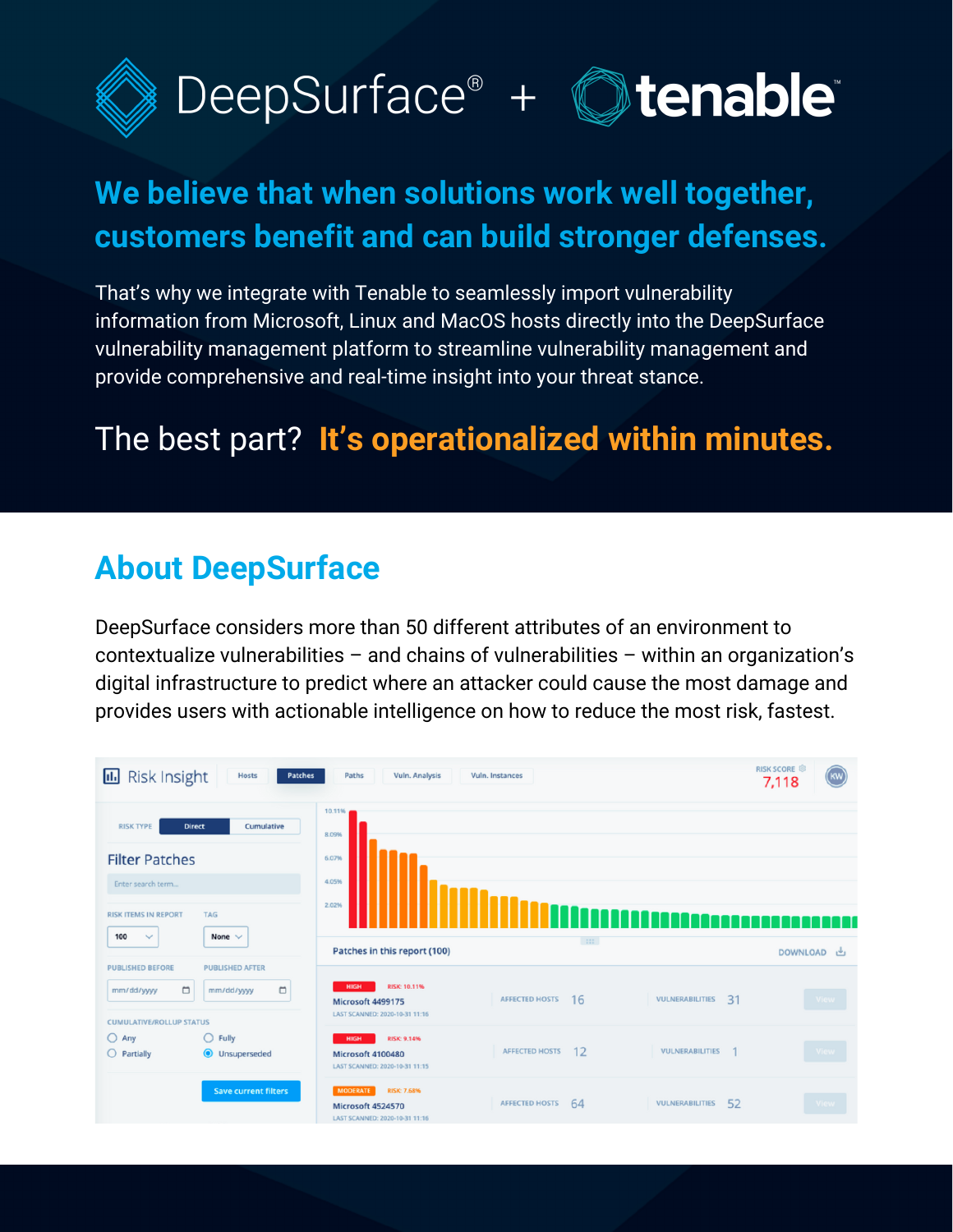# DeepSurface® + tenable

## We believe that when solutions work well together, customers benefit and can build stronger defenses.

That's why we integrate with Tenable to seamlessly import vulnerability information from Microsoft, Linux and MacOS hosts directly into the DeepSurface vulnerability management platform to streamline vulnerability management and provide comprehensive and real-time insight into your threat stance.

The best part? **It's operationalized within minutes.**

## About DeepSurface

DeepSurface considers more than 50 different attributes of an environment to contextualize vulnerabilities – and chains of vulnerabilities – within an organization's digital infrastructure to predict where an attacker could cause the most damage and provides users with actionable intelligence on how to reduce the most risk, fastest.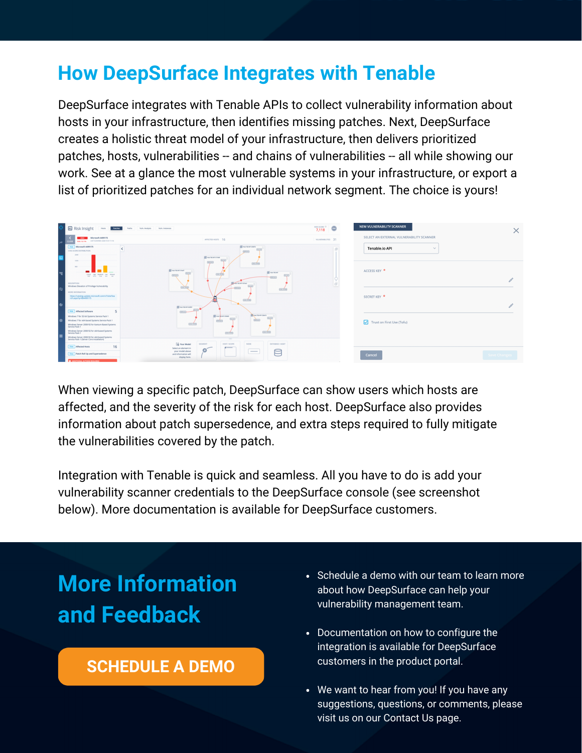## How DeepSurface Integrates with Tenable

DeepSurface integrates with Tenable APIs to collect vulnerability information about hosts in your infrastructure, then identifies missing patches. Next, DeepSurface creates a holistic threat model of your infrastructure, then delivers prioritized patches, hosts, vulnerabilities -- and chains of vulnerabilities -- all while showing our work. See at a glance the most vulnerable systems in your infrastructure, or export a list of prioritized patches for an individual network segment. The choice is yours!

When viewing a specific patch, DeepSurface can show users which hosts are affected, and the severity of the risk for each host. DeepSurface also provides information about patch supersedence, and extra steps required to fully mitigate the vulnerabilities covered by the patch.

Integration with Tenable is quick and seamless. All you have to do is add your vulnerability scanner credentials to the DeepSurface console (see screenshot below). More documentation is available for DeepSurface customers.

## More Information and Feedback

SCHEDULE A DEMO

- Schedule a demo with our team to learn more about how DeepSurface can help your vulnerability management team.
- Documentation on how to configure the integration is available for DeepSurface customers in the product portal.
- We want to hear from you! If you have any suggestions, questions, or comments, please visit us on our Contact Us page.